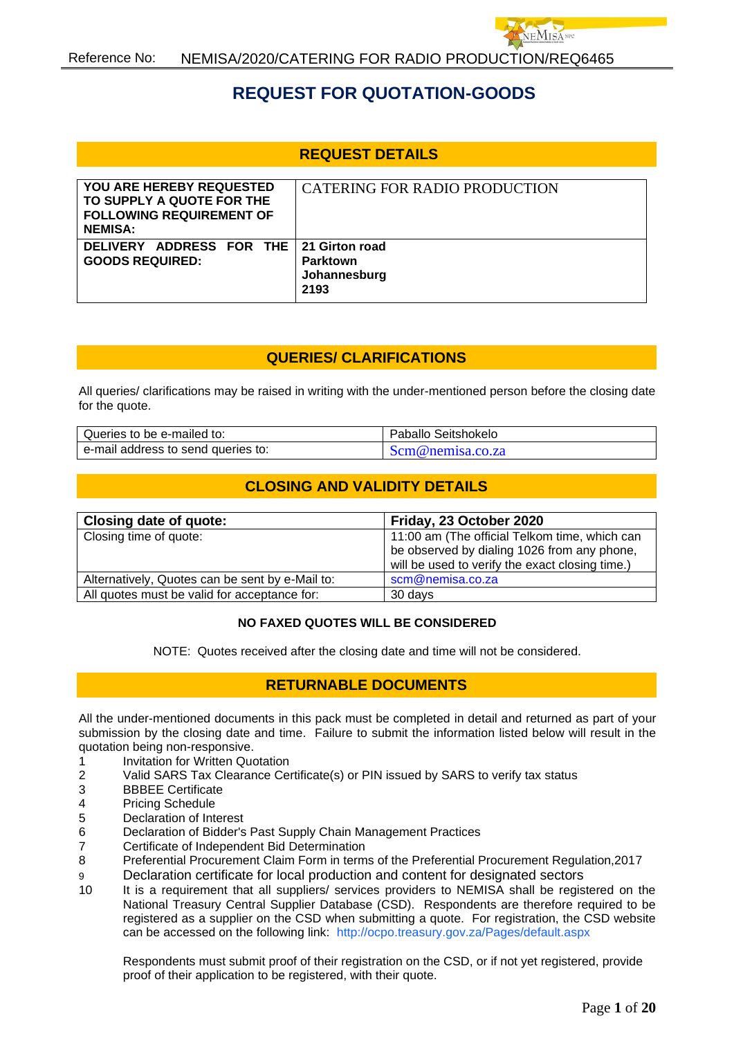Reference No: NEMISA/2020/CATERING FOR RADIO PRODUCTION/REQ6465

# REQUEST FOR QUOTATION-GOODS

## REQUEST DETAILS

| | |
|---|---|
| **YOU ARE HEREBY REQUESTED TO SUPPLY A QUOTE FOR THE FOLLOWING REQUIREMENT OF NEMISA:** | CATERING FOR RADIO PRODUCTION |
| **DELIVERY ADDRESS FOR THE GOODS REQUIRED:** | **21 Girton road<br>Parktown<br>Johannesburg<br>2193** |

## QUERIES/ CLARIFICATIONS

All queries/ clarifications may be raised in writing with the under-mentioned person before the closing date for the quote.

| | |
|---|---|
| Queries to be e-mailed to: | Paballo Seitshokelo |
| e-mail address to send queries to: | Scm@nemisa.co.za |

## CLOSING AND VALIDITY DETAILS

| | |
|---|---|
| **Closing date of quote:** | **Friday, 23 October 2020** |
| Closing time of quote: | 11:00 am (The official Telkom time, which can be observed by dialing 1026 from any phone, will be used to verify the exact closing time.) |
| Alternatively, Quotes can be sent by e-Mail to: | scm@nemisa.co.za |
| All quotes must be valid for acceptance for: | 30 days |

**NO FAXED QUOTES WILL BE CONSIDERED**

NOTE: Quotes received after the closing date and time will not be considered.

## RETURNABLE DOCUMENTS

All the under-mentioned documents in this pack must be completed in detail and returned as part of your submission by the closing date and time. Failure to submit the information listed below will result in the quotation being non-responsive.

1. Invitation for Written Quotation
2. Valid SARS Tax Clearance Certificate(s) or PIN issued by SARS to verify tax status
3. BBBEE Certificate
4. Pricing Schedule
5. Declaration of Interest
6. Declaration of Bidder's Past Supply Chain Management Practices
7. Certificate of Independent Bid Determination
8. Preferential Procurement Claim Form in terms of the Preferential Procurement Regulation,2017
9. Declaration certificate for local production and content for designated sectors
10. It is a requirement that all suppliers/ services providers to NEMISA shall be registered on the National Treasury Central Supplier Database (CSD). Respondents are therefore required to be registered as a supplier on the CSD when submitting a quote. For registration, the CSD website can be accessed on the following link: http://ocpo.treasury.gov.za/Pages/default.aspx

    Respondents must submit proof of their registration on the CSD, or if not yet registered, provide proof of their application to be registered, with their quote.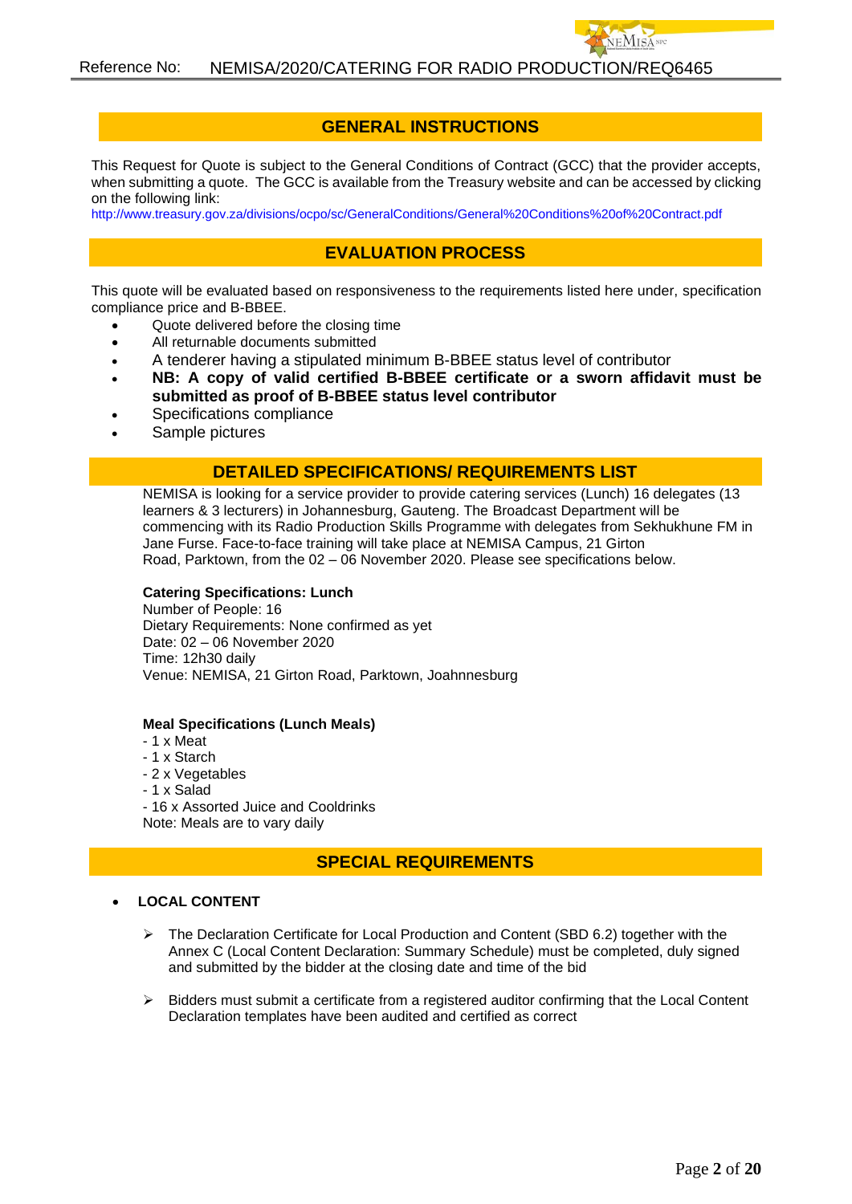## GENERAL INSTRUCTIONS

This Request for Quote is subject to the General Conditions of Contract (GCC) that the provider accepts, when submitting a quote. The GCC is available from the Treasury website and can be accessed by clicking on the following link:
http://www.treasury.gov.za/divisions/ocpo/sc/GeneralConditions/General%20Conditions%20of%20Contract.pdf

## EVALUATION PROCESS

This quote will be evaluated based on responsiveness to the requirements listed here under, specification compliance price and B-BBEE.

- Quote delivered before the closing time
- All returnable documents submitted
- A tenderer having a stipulated minimum B-BBEE status level of contributor
- **NB: A copy of valid certified B-BBEE certificate or a sworn affidavit must be submitted as proof of B-BBEE status level contributor**
- Specifications compliance
- Sample pictures

## DETAILED SPECIFICATIONS/ REQUIREMENTS LIST

NEMISA is looking for a service provider to provide catering services (Lunch) 16 delegates (13 learners & 3 lecturers) in Johannesburg, Gauteng. The Broadcast Department will be commencing with its Radio Production Skills Programme with delegates from Sekhukhune FM in Jane Furse. Face-to-face training will take place at NEMISA Campus, 21 Girton Road, Parktown, from the 02 – 06 November 2020. Please see specifications below.

**Catering Specifications: Lunch**
Number of People: 16
Dietary Requirements: None confirmed as yet
Date: 02 – 06 November 2020
Time: 12h30 daily
Venue: NEMISA, 21 Girton Road, Parktown, Joahnnesburg

**Meal Specifications (Lunch Meals)**
- 1 x Meat
- 1 x Starch
- 2 x Vegetables
- 1 x Salad
- 16 x Assorted Juice and Cooldrinks

Note: Meals are to vary daily

## SPECIAL REQUIREMENTS

- **LOCAL CONTENT**
  - The Declaration Certificate for Local Production and Content (SBD 6.2) together with the Annex C (Local Content Declaration: Summary Schedule) must be completed, duly signed and submitted by the bidder at the closing date and time of the bid
  - Bidders must submit a certificate from a registered auditor confirming that the Local Content Declaration templates have been audited and certified as correct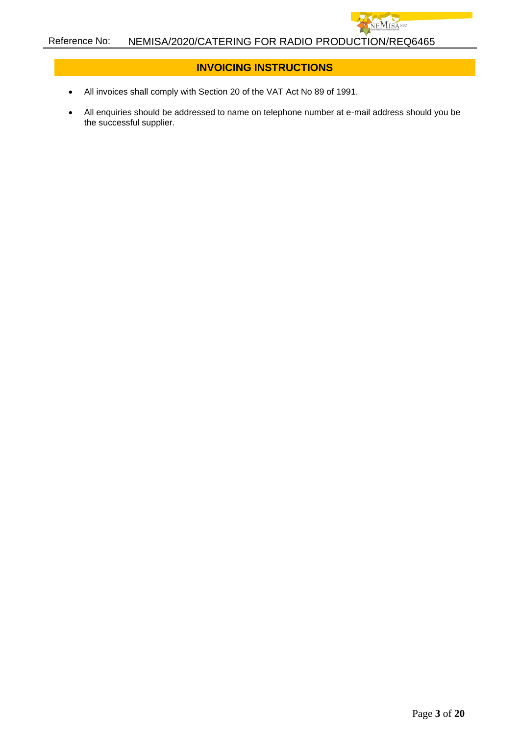## INVOICING INSTRUCTIONS

- All invoices shall comply with Section 20 of the VAT Act No 89 of 1991.
- All enquiries should be addressed to name on telephone number at e-mail address should you be the successful supplier.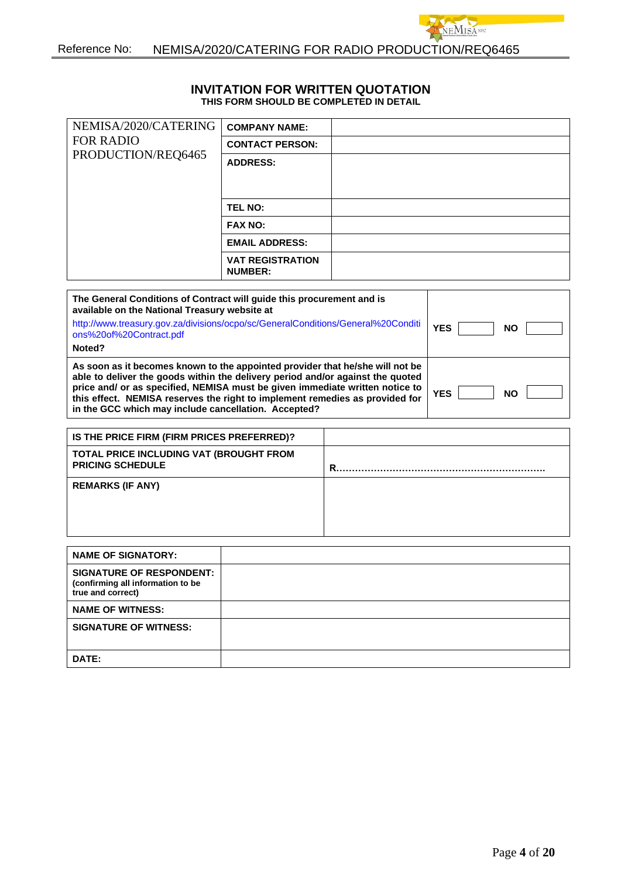Reference No: NEMISA/2020/CATERING FOR RADIO PRODUCTION/REQ6465

## INVITATION FOR WRITTEN QUOTATION

**THIS FORM SHOULD BE COMPLETED IN DETAIL**

| NEMISA/2020/CATERING FOR RADIO PRODUCTION/REQ6465 | **COMPANY NAME:** | |
|---|---|---|
| | **CONTACT PERSON:** | |
| | **ADDRESS:** | |
| | **TEL NO:** | |
| | **FAX NO:** | |
| | **EMAIL ADDRESS:** | |
| | **VAT REGISTRATION NUMBER:** | |

| | |
|---|---|
| **The General Conditions of Contract will guide this procurement and is available on the National Treasury website at** http://www.treasury.gov.za/divisions/ocpo/sc/GeneralConditions/General%20Conditions%20of%20Contract.pdf **Noted?** | **YES** ☐ **NO** ☐ |
| **As soon as it becomes known to the appointed provider that he/she will not be able to deliver the goods within the delivery period and/or against the quoted price and/ or as specified, NEMISA must be given immediate written notice to this effect. NEMISA reserves the right to implement remedies as provided for in the GCC which may include cancellation. Accepted?** | **YES** ☐ **NO** ☐ |

| | |
|---|---|
| **IS THE PRICE FIRM (FIRM PRICES PREFERRED)?** | |
| **TOTAL PRICE INCLUDING VAT (BROUGHT FROM PRICING SCHEDULE** | **R………………………………………………………..** |
| **REMARKS (IF ANY)** | |

| | |
|---|---|
| **NAME OF SIGNATORY:** | |
| **SIGNATURE OF RESPONDENT:** (confirming all information to be true and correct) | |
| **NAME OF WITNESS:** | |
| **SIGNATURE OF WITNESS:** | |
| **DATE:** | |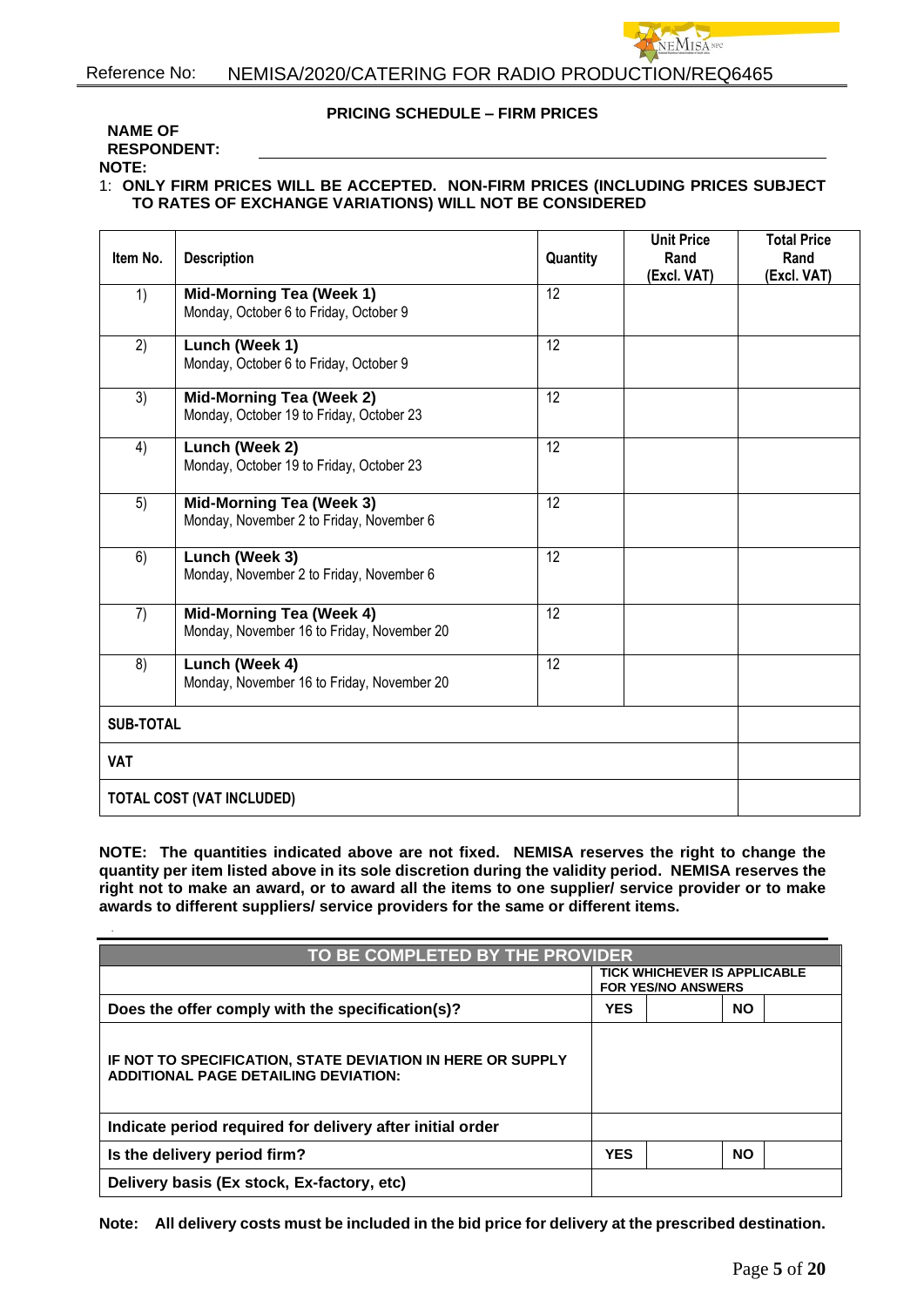Reference No: NEMISA/2020/CATERING FOR RADIO PRODUCTION/REQ6465

**PRICING SCHEDULE – FIRM PRICES**

**NAME OF RESPONDENT:** ______________________________

**NOTE:**

1: **ONLY FIRM PRICES WILL BE ACCEPTED. NON-FIRM PRICES (INCLUDING PRICES SUBJECT TO RATES OF EXCHANGE VARIATIONS) WILL NOT BE CONSIDERED**

| Item No. | Description | Quantity | Unit Price Rand (Excl. VAT) | Total Price Rand (Excl. VAT) |
|---|---|---|---|---|
| 1) | **Mid-Morning Tea (Week 1)** Monday, October 6 to Friday, October 9 | 12 | | |
| 2) | **Lunch (Week 1)** Monday, October 6 to Friday, October 9 | 12 | | |
| 3) | **Mid-Morning Tea (Week 2)** Monday, October 19 to Friday, October 23 | 12 | | |
| 4) | **Lunch (Week 2)** Monday, October 19 to Friday, October 23 | 12 | | |
| 5) | **Mid-Morning Tea (Week 3)** Monday, November 2 to Friday, November 6 | 12 | | |
| 6) | **Lunch (Week 3)** Monday, November 2 to Friday, November 6 | 12 | | |
| 7) | **Mid-Morning Tea (Week 4)** Monday, November 16 to Friday, November 20 | 12 | | |
| 8) | **Lunch (Week 4)** Monday, November 16 to Friday, November 20 | 12 | | |
| **SUB-TOTAL** | | | | |
| **VAT** | | | | |
| **TOTAL COST (VAT INCLUDED)** | | | | |

**NOTE: The quantities indicated above are not fixed. NEMISA reserves the right to change the quantity per item listed above in its sole discretion during the validity period. NEMISA reserves the right not to make an award, or to award all the items to one supplier/ service provider or to make awards to different suppliers/ service providers for the same or different items.**

| TO BE COMPLETED BY THE PROVIDER | | | | |
|---|---|---|---|---|
| | TICK WHICHEVER IS APPLICABLE FOR YES/NO ANSWERS | | | |
| **Does the offer comply with the specification(s)?** | **YES** | | **NO** | |
| **IF NOT TO SPECIFICATION, STATE DEVIATION IN HERE OR SUPPLY ADDITIONAL PAGE DETAILING DEVIATION:** | | | | |
| **Indicate period required for delivery after initial order** | | | | |
| **Is the delivery period firm?** | **YES** | | **NO** | |
| **Delivery basis (Ex stock, Ex-factory, etc)** | | | | |

**Note: All delivery costs must be included in the bid price for delivery at the prescribed destination.**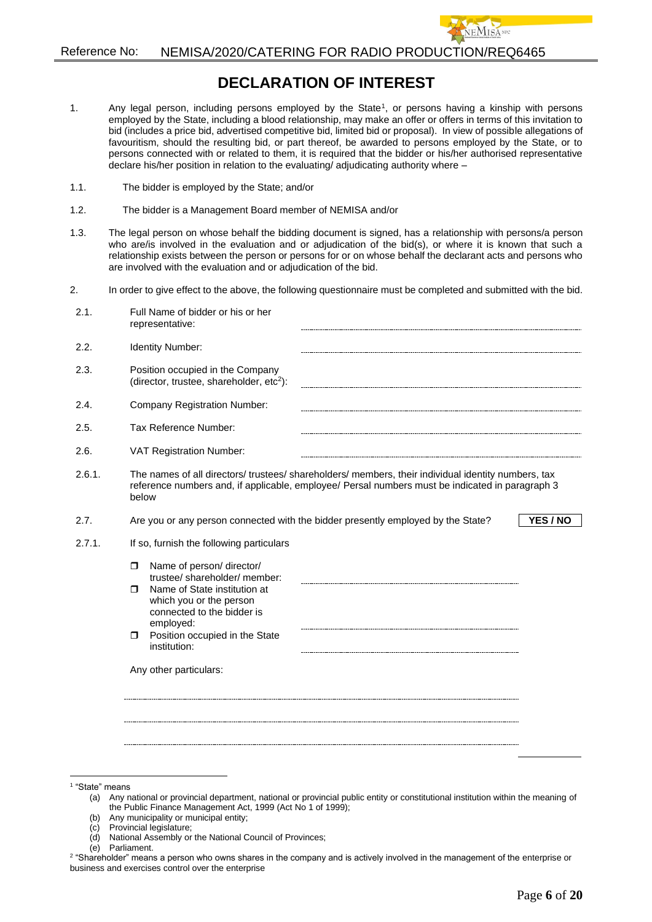Reference No: NEMISA/2020/CATERING FOR RADIO PRODUCTION/REQ6465

# DECLARATION OF INTEREST

1. Any legal person, including persons employed by the State[1], or persons having a kinship with persons employed by the State, including a blood relationship, may make an offer or offers in terms of this invitation to bid (includes a price bid, advertised competitive bid, limited bid or proposal). In view of possible allegations of favouritism, should the resulting bid, or part thereof, be awarded to persons employed by the State, or to persons connected with or related to them, it is required that the bidder or his/her authorised representative declare his/her position in relation to the evaluating/ adjudicating authority where –

1.1. The bidder is employed by the State; and/or

1.2. The bidder is a Management Board member of NEMISA and/or

1.3. The legal person on whose behalf the bidding document is signed, has a relationship with persons/a person who are/is involved in the evaluation and or adjudication of the bid(s), or where it is known that such a relationship exists between the person or persons for or on whose behalf the declarant acts and persons who are involved with the evaluation and or adjudication of the bid.

2. In order to give effect to the above, the following questionnaire must be completed and submitted with the bid.

2.1. Full Name of bidder or his or her representative: ..............................

2.2. Identity Number: ..............................

2.3. Position occupied in the Company (director, trustee, shareholder, etc[2]): ..............................

2.4. Company Registration Number: ..............................

2.5. Tax Reference Number: ..............................

2.6. VAT Registration Number: ..............................

2.6.1. The names of all directors/ trustees/ shareholders/ members, their individual identity numbers, tax reference numbers and, if applicable, employee/ Persal numbers must be indicated in paragraph 3 below

2.7. Are you or any person connected with the bidder presently employed by the State? **YES / NO**

2.7.1. If so, furnish the following particulars

- ☐ Name of person/ director/ trustee/ shareholder/ member: ..............................
- ☐ Name of State institution at which you or the person connected to the bidder is employed: ..............................
- ☐ Position occupied in the State institution: ..............................

Any other particulars:

..............................

..............................

..............................

---

[1] "State" means

(a) Any national or provincial department, national or provincial public entity or constitutional institution within the meaning of the Public Finance Management Act, 1999 (Act No 1 of 1999);
(b) Any municipality or municipal entity;
(c) Provincial legislature;
(d) National Assembly or the National Council of Provinces;
(e) Parliament.

[2] "Shareholder" means a person who owns shares in the company and is actively involved in the management of the enterprise or business and exercises control over the enterprise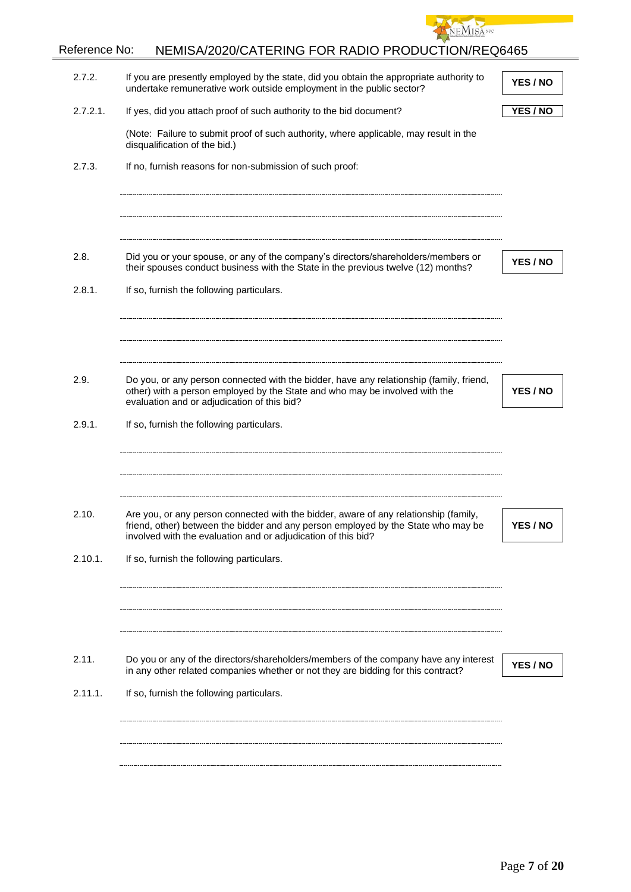Reference No: NEMISA/2020/CATERING FOR RADIO PRODUCTION/REQ6465

2.7.2. If you are presently employed by the state, did you obtain the appropriate authority to undertake remunerative work outside employment in the public sector? **YES / NO**

2.7.2.1. If yes, did you attach proof of such authority to the bid document? **YES / NO**

(Note: Failure to submit proof of such authority, where applicable, may result in the disqualification of the bid.)

2.7.3. If no, furnish reasons for non-submission of such proof:

................................................................................................................................

................................................................................................................................

................................................................................................................................

2.8. Did you or your spouse, or any of the company's directors/shareholders/members or their spouses conduct business with the State in the previous twelve (12) months? **YES / NO**

2.8.1. If so, furnish the following particulars.

................................................................................................................................

................................................................................................................................

................................................................................................................................

2.9. Do you, or any person connected with the bidder, have any relationship (family, friend, other) with a person employed by the State and who may be involved with the evaluation and or adjudication of this bid? **YES / NO**

2.9.1. If so, furnish the following particulars.

................................................................................................................................

................................................................................................................................

................................................................................................................................

2.10. Are you, or any person connected with the bidder, aware of any relationship (family, friend, other) between the bidder and any person employed by the State who may be involved with the evaluation and or adjudication of this bid? **YES / NO**

2.10.1. If so, furnish the following particulars.

................................................................................................................................

................................................................................................................................

................................................................................................................................

2.11. Do you or any of the directors/shareholders/members of the company have any interest in any other related companies whether or not they are bidding for this contract? **YES / NO**

2.11.1. If so, furnish the following particulars.

................................................................................................................................

................................................................................................................................

................................................................................................................................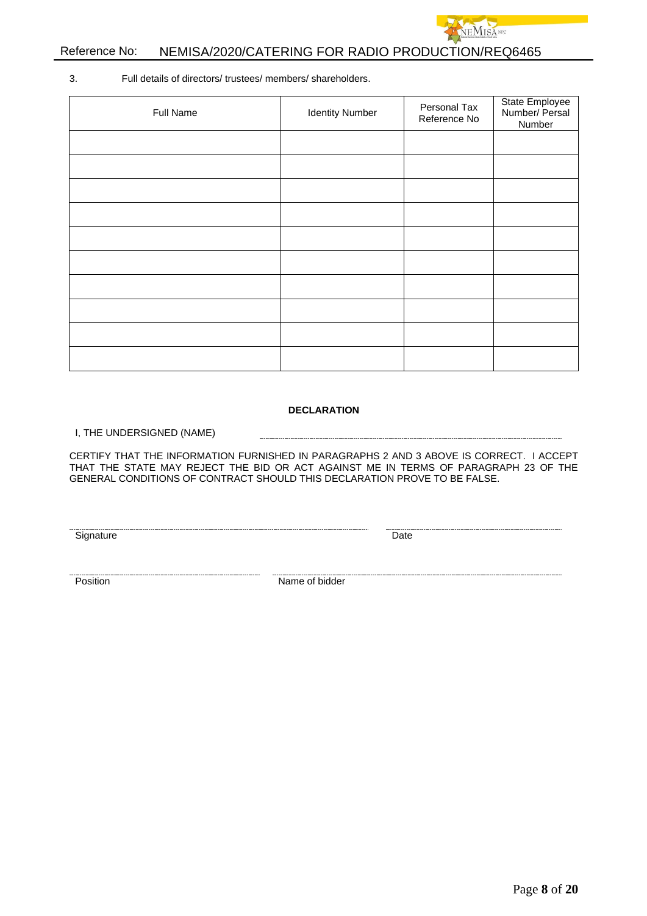3. Full details of directors/ trustees/ members/ shareholders.

| Full Name | Identity Number | Personal Tax Reference No | State Employee Number/ Persal Number |
|---|---|---|---|
| | | | |
| | | | |
| | | | |
| | | | |
| | | | |
| | | | |
| | | | |
| | | | |
| | | | |
| | | | |

**DECLARATION**

I, THE UNDERSIGNED (NAME) ............................................................................

CERTIFY THAT THE INFORMATION FURNISHED IN PARAGRAPHS 2 AND 3 ABOVE IS CORRECT. I ACCEPT THAT THE STATE MAY REJECT THE BID OR ACT AGAINST ME IN TERMS OF PARAGRAPH 23 OF THE GENERAL CONDITIONS OF CONTRACT SHOULD THIS DECLARATION PROVE TO BE FALSE.

............................................................................ ............................................

Signature Date

............................................ ............................................................................

Position Name of bidder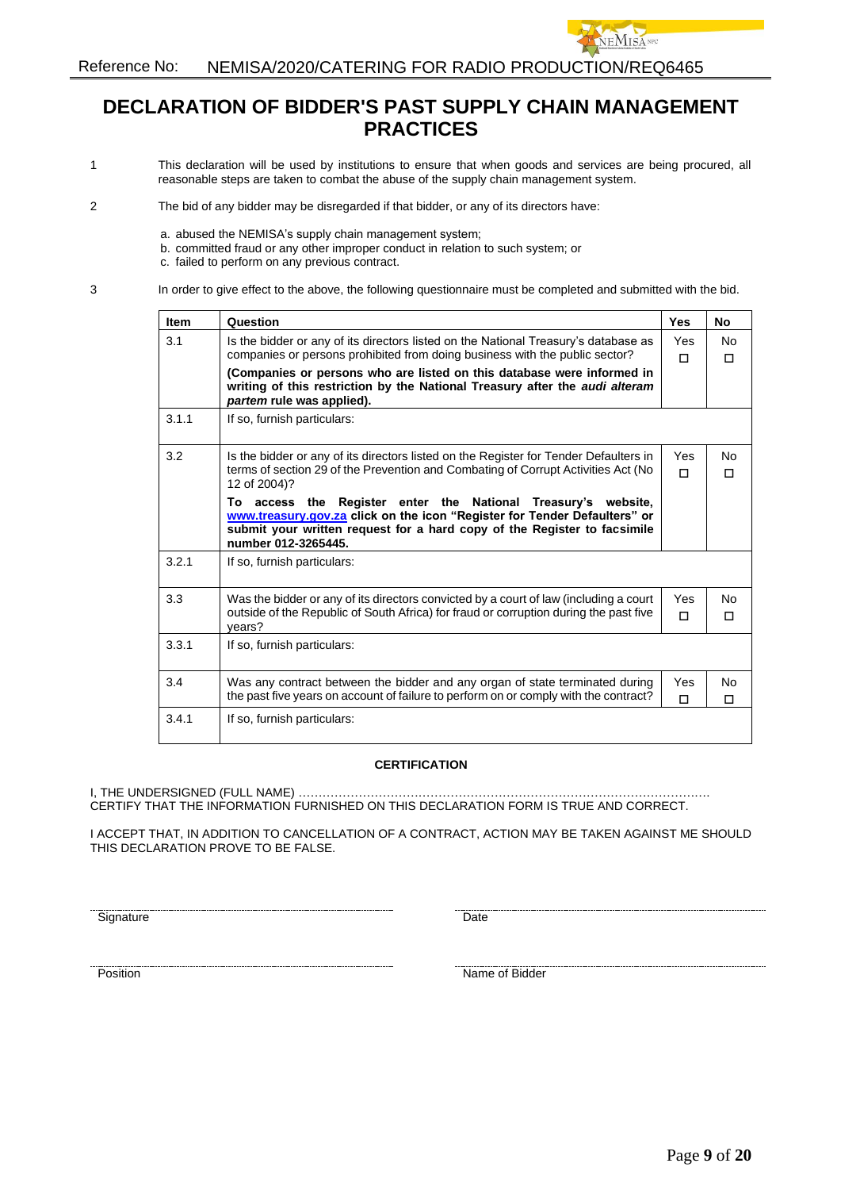# DECLARATION OF BIDDER'S PAST SUPPLY CHAIN MANAGEMENT PRACTICES

1 This declaration will be used by institutions to ensure that when goods and services are being procured, all reasonable steps are taken to combat the abuse of the supply chain management system.

2 The bid of any bidder may be disregarded if that bidder, or any of its directors have:

a. abused the NEMISA's supply chain management system;
b. committed fraud or any other improper conduct in relation to such system; or
c. failed to perform on any previous contract.

3 In order to give effect to the above, the following questionnaire must be completed and submitted with the bid.

| Item | Question | Yes | No |
|---|---|---|---|
| 3.1 | Is the bidder or any of its directors listed on the National Treasury's database as companies or persons prohibited from doing business with the public sector?<br>**(Companies or persons who are listed on this database were informed in writing of this restriction by the National Treasury after the *audi alteram partem* rule was applied).** | Yes ☐ | No ☐ |
| 3.1.1 | If so, furnish particulars: | | |
| 3.2 | Is the bidder or any of its directors listed on the Register for Tender Defaulters in terms of section 29 of the Prevention and Combating of Corrupt Activities Act (No 12 of 2004)?<br>**To access the Register enter the National Treasury's website, www.treasury.gov.za click on the icon "Register for Tender Defaulters" or submit your written request for a hard copy of the Register to facsimile number 012-3265445.** | Yes ☐ | No ☐ |
| 3.2.1 | If so, furnish particulars: | | |
| 3.3 | Was the bidder or any of its directors convicted by a court of law (including a court outside of the Republic of South Africa) for fraud or corruption during the past five years? | Yes ☐ | No ☐ |
| 3.3.1 | If so, furnish particulars: | | |
| 3.4 | Was any contract between the bidder and any organ of state terminated during the past five years on account of failure to perform on or comply with the contract? | Yes ☐ | No ☐ |
| 3.4.1 | If so, furnish particulars: | | |

**CERTIFICATION**

I, THE UNDERSIGNED (FULL NAME) …………………………………………………………………………………………
CERTIFY THAT THE INFORMATION FURNISHED ON THIS DECLARATION FORM IS TRUE AND CORRECT.

I ACCEPT THAT, IN ADDITION TO CANCELLATION OF A CONTRACT, ACTION MAY BE TAKEN AGAINST ME SHOULD THIS DECLARATION PROVE TO BE FALSE.

………………………………………… Signature

………………………………………… Date

………………………………………… Position

………………………………………… Name of Bidder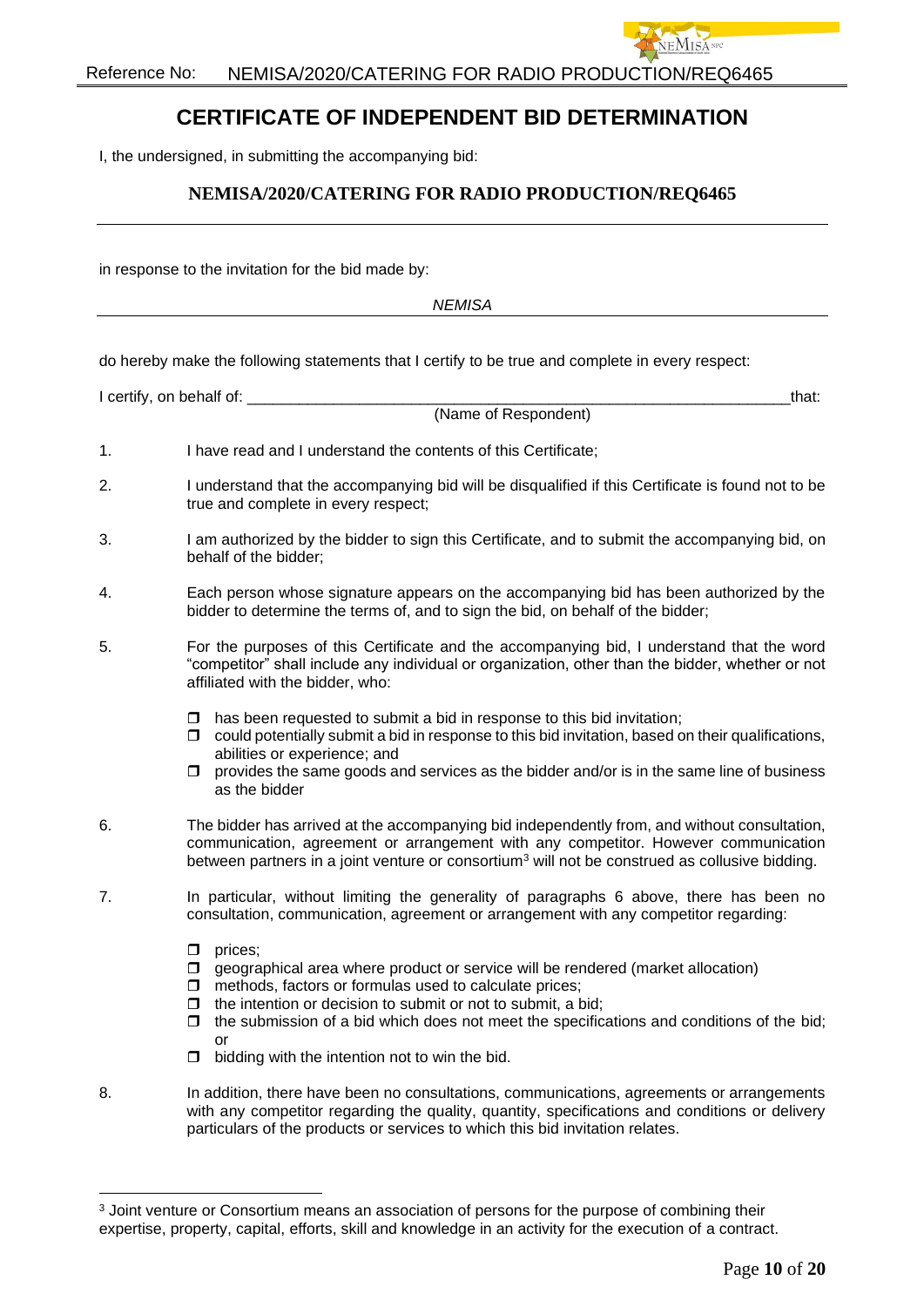# CERTIFICATE OF INDEPENDENT BID DETERMINATION

I, the undersigned, in submitting the accompanying bid:

**NEMISA/2020/CATERING FOR RADIO PRODUCTION/REQ6465**

in response to the invitation for the bid made by:

*NEMISA*

do hereby make the following statements that I certify to be true and complete in every respect:

I certify, on behalf of: ______________________________________________________________that:
(Name of Respondent)

1. I have read and I understand the contents of this Certificate;

2. I understand that the accompanying bid will be disqualified if this Certificate is found not to be true and complete in every respect;

3. I am authorized by the bidder to sign this Certificate, and to submit the accompanying bid, on behalf of the bidder;

4. Each person whose signature appears on the accompanying bid has been authorized by the bidder to determine the terms of, and to sign the bid, on behalf of the bidder;

5. For the purposes of this Certificate and the accompanying bid, I understand that the word "competitor" shall include any individual or organization, other than the bidder, whether or not affiliated with the bidder, who:

   - ☐ has been requested to submit a bid in response to this bid invitation;
   - ☐ could potentially submit a bid in response to this bid invitation, based on their qualifications, abilities or experience; and
   - ☐ provides the same goods and services as the bidder and/or is in the same line of business as the bidder

6. The bidder has arrived at the accompanying bid independently from, and without consultation, communication, agreement or arrangement with any competitor. However communication between partners in a joint venture or consortium[3] will not be construed as collusive bidding.

7. In particular, without limiting the generality of paragraphs 6 above, there has been no consultation, communication, agreement or arrangement with any competitor regarding:

   - ☐ prices;
   - ☐ geographical area where product or service will be rendered (market allocation)
   - ☐ methods, factors or formulas used to calculate prices;
   - ☐ the intention or decision to submit or not to submit, a bid;
   - ☐ the submission of a bid which does not meet the specifications and conditions of the bid; or
   - ☐ bidding with the intention not to win the bid.

8. In addition, there have been no consultations, communications, agreements or arrangements with any competitor regarding the quality, quantity, specifications and conditions or delivery particulars of the products or services to which this bid invitation relates.

---

[3] Joint venture or Consortium means an association of persons for the purpose of combining their expertise, property, capital, efforts, skill and knowledge in an activity for the execution of a contract.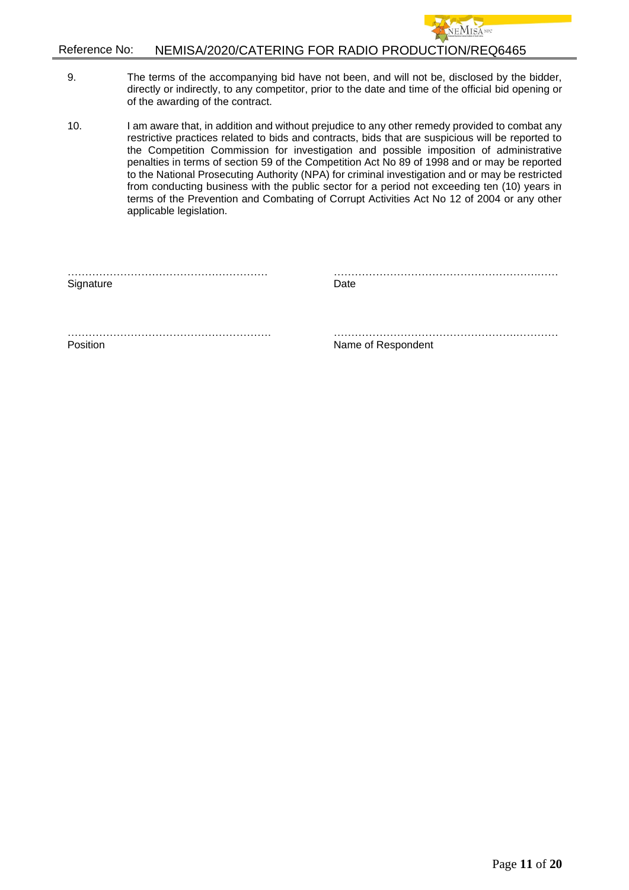9. The terms of the accompanying bid have not been, and will not be, disclosed by the bidder, directly or indirectly, to any competitor, prior to the date and time of the official bid opening or of the awarding of the contract.

10. I am aware that, in addition and without prejudice to any other remedy provided to combat any restrictive practices related to bids and contracts, bids that are suspicious will be reported to the Competition Commission for investigation and possible imposition of administrative penalties in terms of section 59 of the Competition Act No 89 of 1998 and or may be reported to the National Prosecuting Authority (NPA) for criminal investigation and or may be restricted from conducting business with the public sector for a period not exceeding ten (10) years in terms of the Prevention and Combating of Corrupt Activities Act No 12 of 2004 or any other applicable legislation.

………………………………………………… ………………………………………………………
Signature Date

………………………………………………… ………………………………………………………
Position Name of Respondent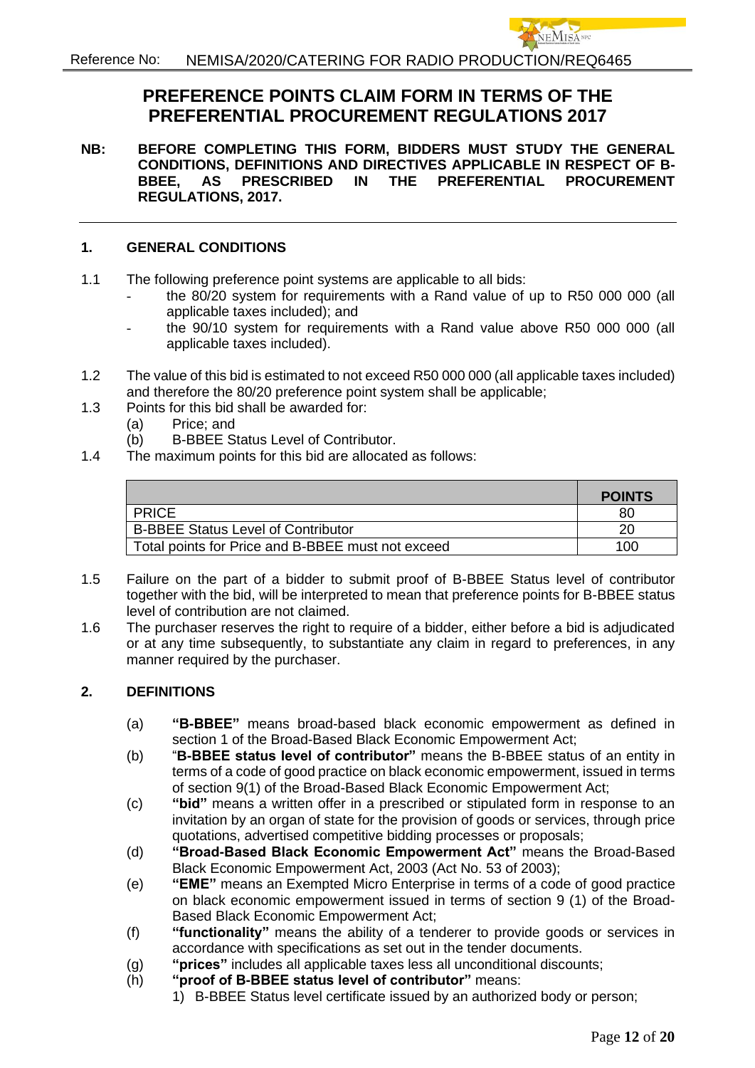# PREFERENCE POINTS CLAIM FORM IN TERMS OF THE PREFERENTIAL PROCUREMENT REGULATIONS 2017

**NB: BEFORE COMPLETING THIS FORM, BIDDERS MUST STUDY THE GENERAL CONDITIONS, DEFINITIONS AND DIRECTIVES APPLICABLE IN RESPECT OF B-BBEE, AS PRESCRIBED IN THE PREFERENTIAL PROCUREMENT REGULATIONS, 2017.**

---

## 1. GENERAL CONDITIONS

1.1 The following preference point systems are applicable to all bids:
- the 80/20 system for requirements with a Rand value of up to R50 000 000 (all applicable taxes included); and
- the 90/10 system for requirements with a Rand value above R50 000 000 (all applicable taxes included).

1.2 The value of this bid is estimated to not exceed R50 000 000 (all applicable taxes included) and therefore the 80/20 preference point system shall be applicable;

1.3 Points for this bid shall be awarded for:
   (a) Price; and
   (b) B-BBEE Status Level of Contributor.

1.4 The maximum points for this bid are allocated as follows:

| | **POINTS** |
|---|---|
| PRICE | 80 |
| B-BBEE Status Level of Contributor | 20 |
| Total points for Price and B-BBEE must not exceed | 100 |

1.5 Failure on the part of a bidder to submit proof of B-BBEE Status level of contributor together with the bid, will be interpreted to mean that preference points for B-BBEE status level of contribution are not claimed.

1.6 The purchaser reserves the right to require of a bidder, either before a bid is adjudicated or at any time subsequently, to substantiate any claim in regard to preferences, in any manner required by the purchaser.

## 2. DEFINITIONS

(a) **"B-BBEE"** means broad-based black economic empowerment as defined in section 1 of the Broad-Based Black Economic Empowerment Act;

(b) "**B-BBEE status level of contributor"** means the B-BBEE status of an entity in terms of a code of good practice on black economic empowerment, issued in terms of section 9(1) of the Broad-Based Black Economic Empowerment Act;

(c) **"bid"** means a written offer in a prescribed or stipulated form in response to an invitation by an organ of state for the provision of goods or services, through price quotations, advertised competitive bidding processes or proposals;

(d) **"Broad-Based Black Economic Empowerment Act"** means the Broad-Based Black Economic Empowerment Act, 2003 (Act No. 53 of 2003);

(e) **"EME"** means an Exempted Micro Enterprise in terms of a code of good practice on black economic empowerment issued in terms of section 9 (1) of the Broad-Based Black Economic Empowerment Act;

(f) **"functionality"** means the ability of a tenderer to provide goods or services in accordance with specifications as set out in the tender documents.

(g) **"prices"** includes all applicable taxes less all unconditional discounts;

(h) **"proof of B-BBEE status level of contributor"** means:
   1) B-BBEE Status level certificate issued by an authorized body or person;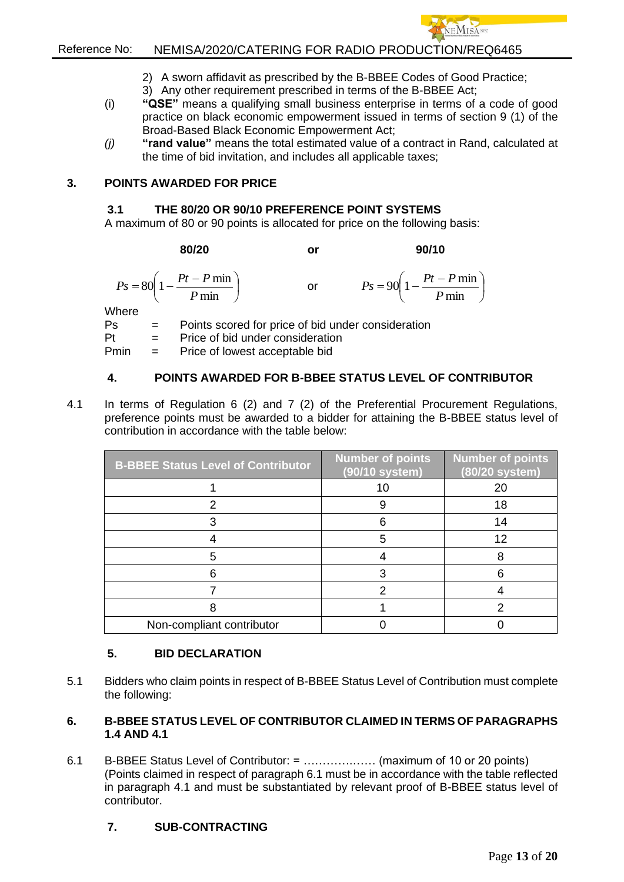2) A sworn affidavit as prescribed by the B-BBEE Codes of Good Practice;
3) Any other requirement prescribed in terms of the B-BBEE Act;

(i) **"QSE"** means a qualifying small business enterprise in terms of a code of good practice on black economic empowerment issued in terms of section 9 (1) of the Broad-Based Black Economic Empowerment Act;

*(j)* **"rand value"** means the total estimated value of a contract in Rand, calculated at the time of bid invitation, and includes all applicable taxes;

## 3. POINTS AWARDED FOR PRICE

### 3.1 THE 80/20 OR 90/10 PREFERENCE POINT SYSTEMS

A maximum of 80 or 90 points is allocated for price on the following basis:

**80/20** or **90/10**

$$Ps = 80\left(1 - \frac{Pt - P\min}{P\min}\right) \quad \text{or} \quad Ps = 90\left(1 - \frac{Pt - P\min}{P\min}\right)$$

Where

Ps = Points scored for price of bid under consideration

Pt = Price of bid under consideration

Pmin = Price of lowest acceptable bid

## 4. POINTS AWARDED FOR B-BBEE STATUS LEVEL OF CONTRIBUTOR

4.1 In terms of Regulation 6 (2) and 7 (2) of the Preferential Procurement Regulations, preference points must be awarded to a bidder for attaining the B-BBEE status level of contribution in accordance with the table below:

| B-BBEE Status Level of Contributor | Number of points (90/10 system) | Number of points (80/20 system) |
|---|---|---|
| 1 | 10 | 20 |
| 2 | 9 | 18 |
| 3 | 6 | 14 |
| 4 | 5 | 12 |
| 5 | 4 | 8 |
| 6 | 3 | 6 |
| 7 | 2 | 4 |
| 8 | 1 | 2 |
| Non-compliant contributor | 0 | 0 |

## 5. BID DECLARATION

5.1 Bidders who claim points in respect of B-BBEE Status Level of Contribution must complete the following:

## 6. B-BBEE STATUS LEVEL OF CONTRIBUTOR CLAIMED IN TERMS OF PARAGRAPHS 1.4 AND 4.1

6.1 B-BBEE Status Level of Contributor: = ………………. (maximum of 10 or 20 points)
(Points claimed in respect of paragraph 6.1 must be in accordance with the table reflected in paragraph 4.1 and must be substantiated by relevant proof of B-BBEE status level of contributor.

## 7. SUB-CONTRACTING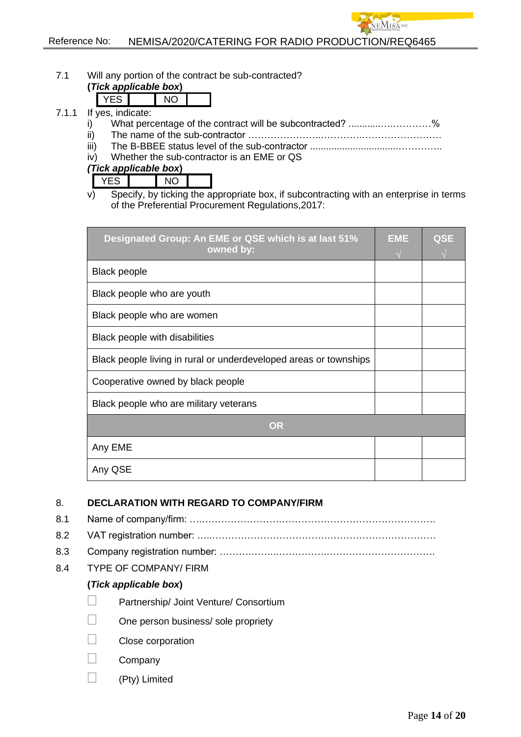7.1 Will any portion of the contract be sub-contracted?

**(*Tick applicable box*)**

| YES | | NO | |
|---|---|---|---|

7.1.1 If yes, indicate:

i) What percentage of the contract will be subcontracted? ............….…………%

ii) The name of the sub-contractor …………………..………….………………………….

iii) The B-BBEE status level of the sub-contractor .................................…………..

iv) Whether the sub-contractor is an EME or QS

***(Tick applicable box)***

| YES | | NO | |
|---|---|---|---|

v) Specify, by ticking the appropriate box, if subcontracting with an enterprise in terms of the Preferential Procurement Regulations,2017:

| Designated Group: An EME or QSE which is at last 51% owned by: | EME √ | QSE √ |
|---|---|---|
| Black people | | |
| Black people who are youth | | |
| Black people who are women | | |
| Black people with disabilities | | |
| Black people living in rural or underdeveloped areas or townships | | |
| Cooperative owned by black people | | |
| Black people who are military veterans | | |
| **OR** | | |
| Any EME | | |
| Any QSE | | |

## 8. DECLARATION WITH REGARD TO COMPANY/FIRM

8.1 Name of company/firm: ….……………………………………………………………….

8.2 VAT registration number: …..……………………………….…………………………

8.3 Company registration number: ……….……..…………….…………………………….

8.4 TYPE OF COMPANY/ FIRM

**(*Tick applicable box*)**

- ☐ Partnership/ Joint Venture/ Consortium
- ☐ One person business/ sole propriety
- ☐ Close corporation
- ☐ Company
- ☐ (Pty) Limited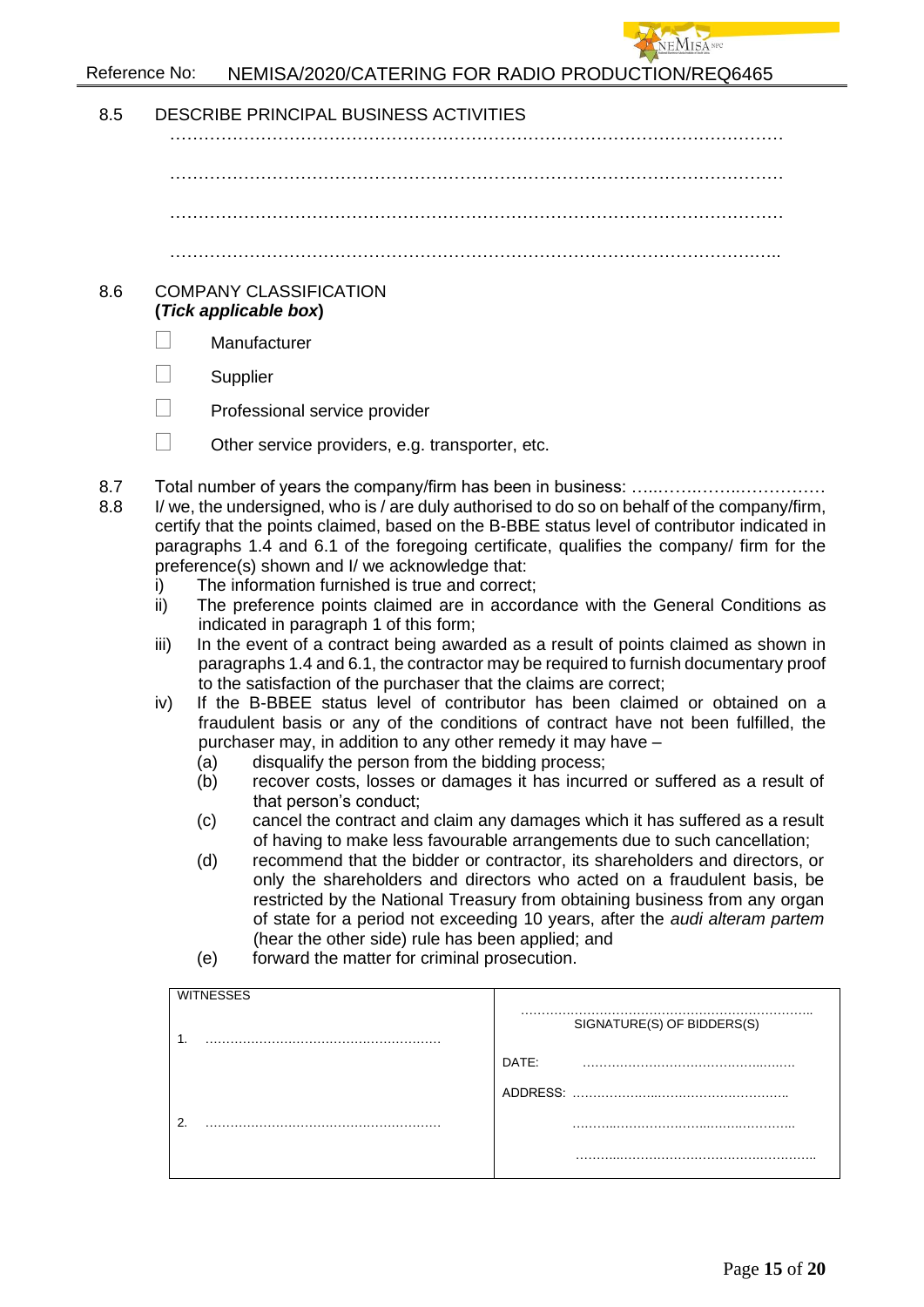8.5 DESCRIBE PRINCIPAL BUSINESS ACTIVITIES

…………………………………………………………………………………………………

…………………………………………………………………………………………………

…………………………………………………………………………………………………

…………………………………………………………………………………………………

8.6 COMPANY CLASSIFICATION
**(*Tick applicable box*)**

☐ Manufacturer

☐ Supplier

☐ Professional service provider

☐ Other service providers, e.g. transporter, etc.

8.7 Total number of years the company/firm has been in business: ……………………………

8.8 I/ we, the undersigned, who is / are duly authorised to do so on behalf of the company/firm, certify that the points claimed, based on the B-BBE status level of contributor indicated in paragraphs 1.4 and 6.1 of the foregoing certificate, qualifies the company/ firm for the preference(s) shown and I/ we acknowledge that:

i) The information furnished is true and correct;

ii) The preference points claimed are in accordance with the General Conditions as indicated in paragraph 1 of this form;

iii) In the event of a contract being awarded as a result of points claimed as shown in paragraphs 1.4 and 6.1, the contractor may be required to furnish documentary proof to the satisfaction of the purchaser that the claims are correct;

iv) If the B-BBEE status level of contributor has been claimed or obtained on a fraudulent basis or any of the conditions of contract have not been fulfilled, the purchaser may, in addition to any other remedy it may have –

   (a) disqualify the person from the bidding process;

   (b) recover costs, losses or damages it has incurred or suffered as a result of that person's conduct;

   (c) cancel the contract and claim any damages which it has suffered as a result of having to make less favourable arrangements due to such cancellation;

   (d) recommend that the bidder or contractor, its shareholders and directors, or only the shareholders and directors who acted on a fraudulent basis, be restricted by the National Treasury from obtaining business from any organ of state for a period not exceeding 10 years, after the *audi alteram partem* (hear the other side) rule has been applied; and

   (e) forward the matter for criminal prosecution.

| WITNESSES | |
|---|---|
| 1. ……………………………………………… | ……………………………………………………………<br>SIGNATURE(S) OF BIDDERS(S) |
| | DATE: ……………………………………… |
| | ADDRESS: ……………………………………… |
| 2. ……………………………………………… | ……………………………………… |
| | ……………………………………… |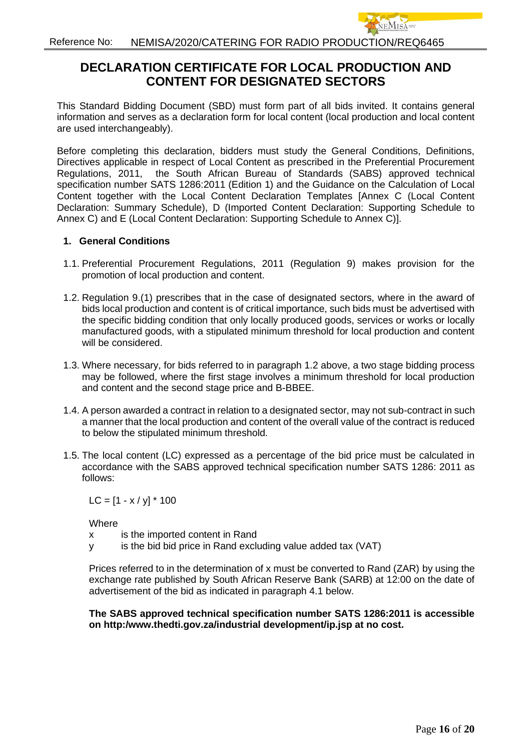# DECLARATION CERTIFICATE FOR LOCAL PRODUCTION AND CONTENT FOR DESIGNATED SECTORS

This Standard Bidding Document (SBD) must form part of all bids invited. It contains general information and serves as a declaration form for local content (local production and local content are used interchangeably).

Before completing this declaration, bidders must study the General Conditions, Definitions, Directives applicable in respect of Local Content as prescribed in the Preferential Procurement Regulations, 2011, the South African Bureau of Standards (SABS) approved technical specification number SATS 1286:2011 (Edition 1) and the Guidance on the Calculation of Local Content together with the Local Content Declaration Templates [Annex C (Local Content Declaration: Summary Schedule), D (Imported Content Declaration: Supporting Schedule to Annex C) and E (Local Content Declaration: Supporting Schedule to Annex C)].

## 1. General Conditions

1.1. Preferential Procurement Regulations, 2011 (Regulation 9) makes provision for the promotion of local production and content.

1.2. Regulation 9.(1) prescribes that in the case of designated sectors, where in the award of bids local production and content is of critical importance, such bids must be advertised with the specific bidding condition that only locally produced goods, services or works or locally manufactured goods, with a stipulated minimum threshold for local production and content will be considered.

1.3. Where necessary, for bids referred to in paragraph 1.2 above, a two stage bidding process may be followed, where the first stage involves a minimum threshold for local production and content and the second stage price and B-BBEE.

1.4. A person awarded a contract in relation to a designated sector, may not sub-contract in such a manner that the local production and content of the overall value of the contract is reduced to below the stipulated minimum threshold.

1.5. The local content (LC) expressed as a percentage of the bid price must be calculated in accordance with the SABS approved technical specification number SATS 1286: 2011 as follows:

$$LC = [1 - x / y] * 100$$

Where

x is the imported content in Rand

y is the bid bid price in Rand excluding value added tax (VAT)

Prices referred to in the determination of x must be converted to Rand (ZAR) by using the exchange rate published by South African Reserve Bank (SARB) at 12:00 on the date of advertisement of the bid as indicated in paragraph 4.1 below.

**The SABS approved technical specification number SATS 1286:2011 is accessible on http:/www.thedti.gov.za/industrial development/ip.jsp at no cost.**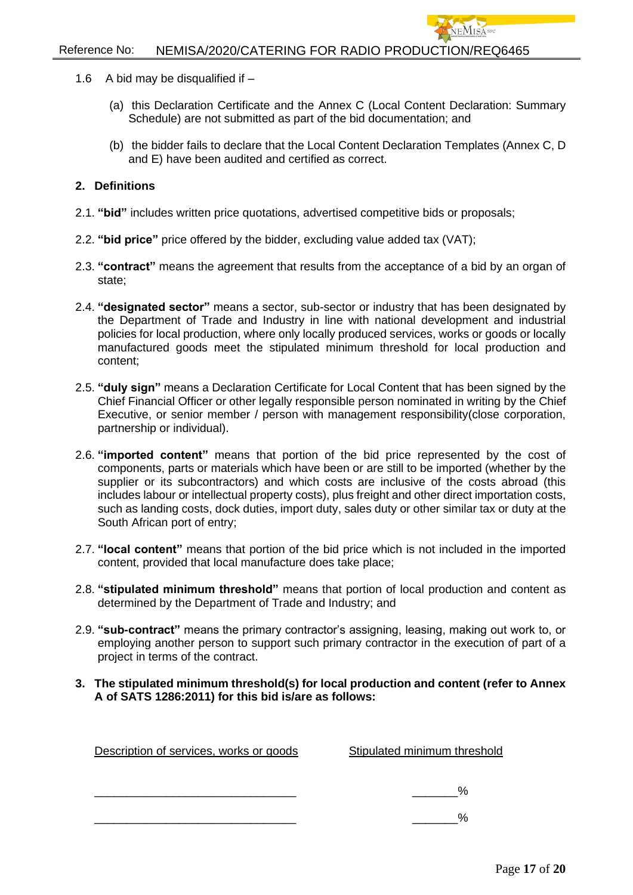1.6 A bid may be disqualified if –

(a) this Declaration Certificate and the Annex C (Local Content Declaration: Summary Schedule) are not submitted as part of the bid documentation; and

(b) the bidder fails to declare that the Local Content Declaration Templates (Annex C, D and E) have been audited and certified as correct.

## 2. Definitions

2.1. **"bid"** includes written price quotations, advertised competitive bids or proposals;

2.2. **"bid price"** price offered by the bidder, excluding value added tax (VAT);

2.3. **"contract"** means the agreement that results from the acceptance of a bid by an organ of state;

2.4. **"designated sector"** means a sector, sub-sector or industry that has been designated by the Department of Trade and Industry in line with national development and industrial policies for local production, where only locally produced services, works or goods or locally manufactured goods meet the stipulated minimum threshold for local production and content;

2.5. **"duly sign"** means a Declaration Certificate for Local Content that has been signed by the Chief Financial Officer or other legally responsible person nominated in writing by the Chief Executive, or senior member / person with management responsibility(close corporation, partnership or individual).

2.6. **"imported content"** means that portion of the bid price represented by the cost of components, parts or materials which have been or are still to be imported (whether by the supplier or its subcontractors) and which costs are inclusive of the costs abroad (this includes labour or intellectual property costs), plus freight and other direct importation costs, such as landing costs, dock duties, import duty, sales duty or other similar tax or duty at the South African port of entry;

2.7. **"local content"** means that portion of the bid price which is not included in the imported content, provided that local manufacture does take place;

2.8. **"stipulated minimum threshold"** means that portion of local production and content as determined by the Department of Trade and Industry; and

2.9. **"sub-contract"** means the primary contractor's assigning, leasing, making out work to, or employing another person to support such primary contractor in the execution of part of a project in terms of the contract.

## 3. The stipulated minimum threshold(s) for local production and content (refer to Annex A of SATS 1286:2011) for this bid is/are as follows:

| Description of services, works or goods | Stipulated minimum threshold |
|---|---|
| _______________________________ | _______% |
| _______________________________ | _______% |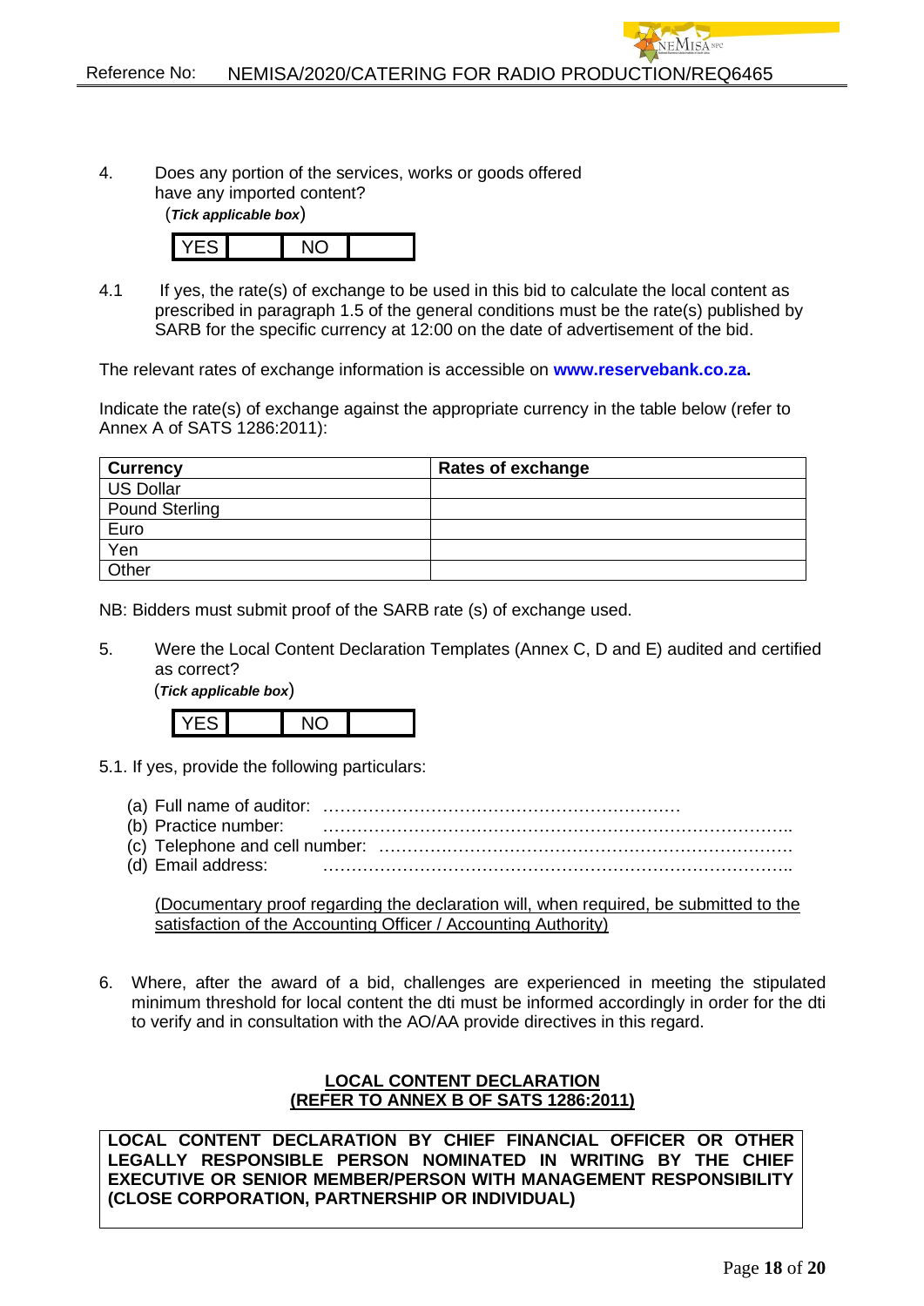4. Does any portion of the services, works or goods offered have any imported content?
(*Tick applicable box*)

| YES | | NO | |
|---|---|---|---|

4.1 If yes, the rate(s) of exchange to be used in this bid to calculate the local content as prescribed in paragraph 1.5 of the general conditions must be the rate(s) published by SARB for the specific currency at 12:00 on the date of advertisement of the bid.

The relevant rates of exchange information is accessible on **www.reservebank.co.za.**

Indicate the rate(s) of exchange against the appropriate currency in the table below (refer to Annex A of SATS 1286:2011):

| Currency | Rates of exchange |
|---|---|
| US Dollar | |
| Pound Sterling | |
| Euro | |
| Yen | |
| Other | |

NB: Bidders must submit proof of the SARB rate (s) of exchange used.

5. Were the Local Content Declaration Templates (Annex C, D and E) audited and certified as correct?
(*Tick applicable box*)

| YES | | NO | |
|---|---|---|---|

5.1. If yes, provide the following particulars:

(a) Full name of auditor: ………………………………………………………
(b) Practice number: …………………………………………………………………..
(c) Telephone and cell number: ……………………………………………………………….
(d) Email address: …………………………………………………………………..

<u>(Documentary proof regarding the declaration will, when required, be submitted to the satisfaction of the Accounting Officer / Accounting Authority)</u>

6. Where, after the award of a bid, challenges are experienced in meeting the stipulated minimum threshold for local content the dti must be informed accordingly in order for the dti to verify and in consultation with the AO/AA provide directives in this regard.

**<u>LOCAL CONTENT DECLARATION</u>**
**<u>(REFER TO ANNEX B OF SATS 1286:2011)</u>**

**LOCAL CONTENT DECLARATION BY CHIEF FINANCIAL OFFICER OR OTHER LEGALLY RESPONSIBLE PERSON NOMINATED IN WRITING BY THE CHIEF EXECUTIVE OR SENIOR MEMBER/PERSON WITH MANAGEMENT RESPONSIBILITY (CLOSE CORPORATION, PARTNERSHIP OR INDIVIDUAL)**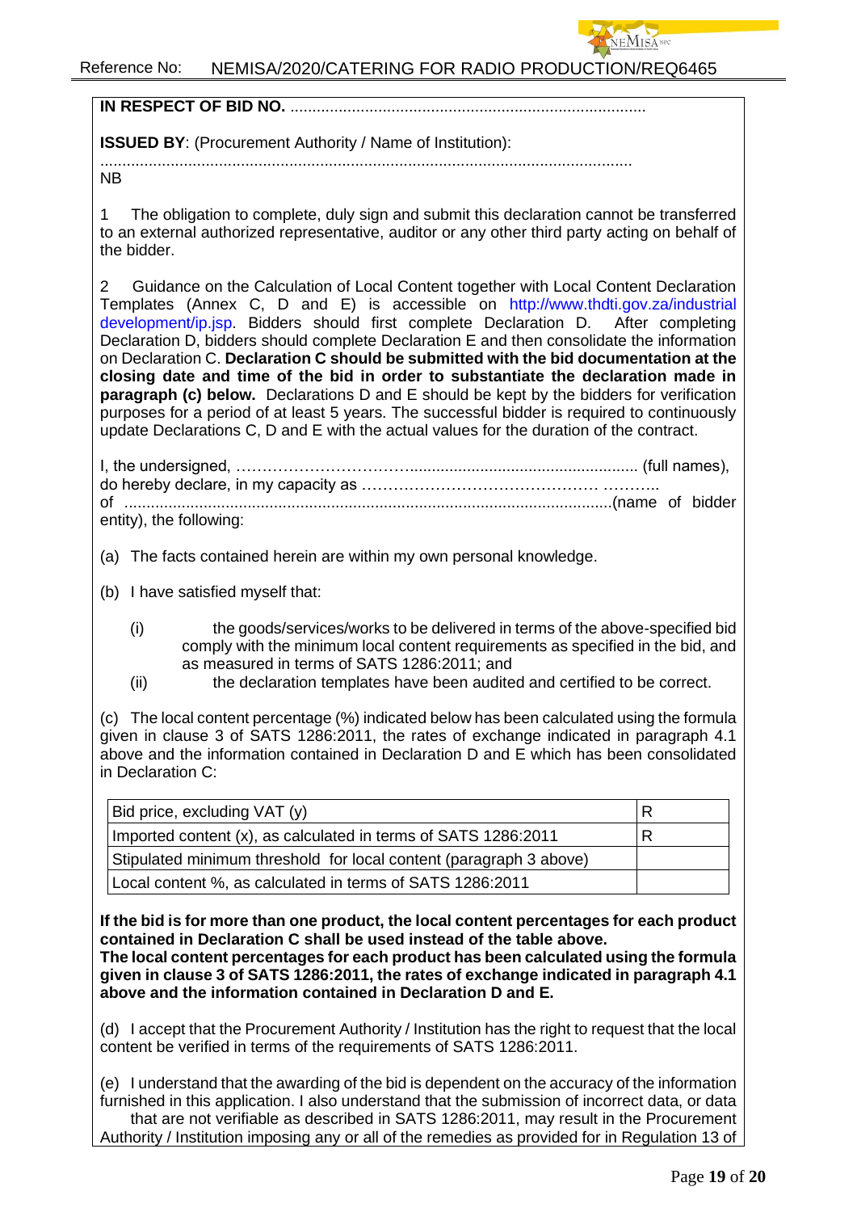**IN RESPECT OF BID NO.** .................................................................................

**ISSUED BY**: (Procurement Authority / Name of Institution):

.........................................................................................................................

NB

1 The obligation to complete, duly sign and submit this declaration cannot be transferred to an external authorized representative, auditor or any other third party acting on behalf of the bidder.

2 Guidance on the Calculation of Local Content together with Local Content Declaration Templates (Annex C, D and E) is accessible on http://www.thdti.gov.za/industrial development/ip.jsp. Bidders should first complete Declaration D. After completing Declaration D, bidders should complete Declaration E and then consolidate the information on Declaration C. **Declaration C should be submitted with the bid documentation at the closing date and time of the bid in order to substantiate the declaration made in paragraph (c) below.** Declarations D and E should be kept by the bidders for verification purposes for a period of at least 5 years. The successful bidder is required to continuously update Declarations C, D and E with the actual values for the duration of the contract.

I, the undersigned, …………………………….................................................... (full names), do hereby declare, in my capacity as ……………………………………… ……….. of ...............................................................................................................(name of bidder entity), the following:

(a) The facts contained herein are within my own personal knowledge.

(b) I have satisfied myself that:

(i) the goods/services/works to be delivered in terms of the above-specified bid comply with the minimum local content requirements as specified in the bid, and as measured in terms of SATS 1286:2011; and

(ii) the declaration templates have been audited and certified to be correct.

(c) The local content percentage (%) indicated below has been calculated using the formula given in clause 3 of SATS 1286:2011, the rates of exchange indicated in paragraph 4.1 above and the information contained in Declaration D and E which has been consolidated in Declaration C:

| Bid price, excluding VAT (y) | R |
|---|---|
| Imported content (x), as calculated in terms of SATS 1286:2011 | R |
| Stipulated minimum threshold for local content (paragraph 3 above) | |
| Local content %, as calculated in terms of SATS 1286:2011 | |

**If the bid is for more than one product, the local content percentages for each product contained in Declaration C shall be used instead of the table above.**
**The local content percentages for each product has been calculated using the formula given in clause 3 of SATS 1286:2011, the rates of exchange indicated in paragraph 4.1 above and the information contained in Declaration D and E.**

(d) I accept that the Procurement Authority / Institution has the right to request that the local content be verified in terms of the requirements of SATS 1286:2011.

(e) I understand that the awarding of the bid is dependent on the accuracy of the information furnished in this application. I also understand that the submission of incorrect data, or data that are not verifiable as described in SATS 1286:2011, may result in the Procurement Authority / Institution imposing any or all of the remedies as provided for in Regulation 13 of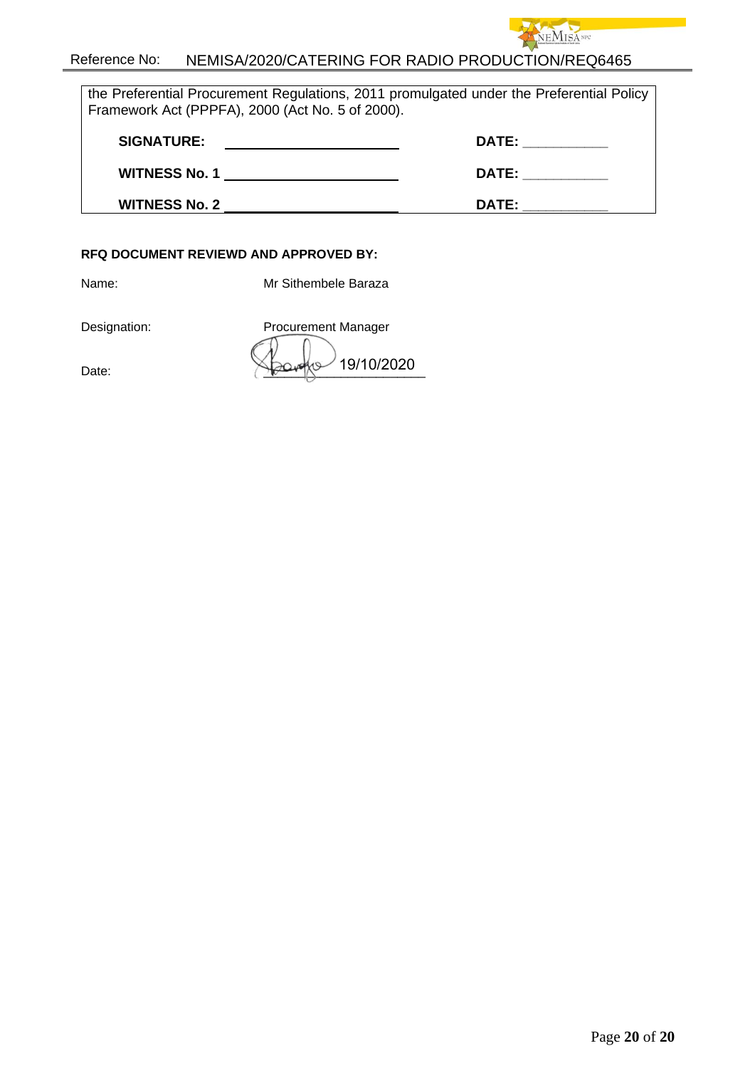the Preferential Procurement Regulations, 2011 promulgated under the Preferential Policy Framework Act (PPPFA), 2000 (Act No. 5 of 2000).

**SIGNATURE:** ______________________ **DATE:** ___________

**WITNESS No. 1** ______________________ **DATE:** ___________

**WITNESS No. 2** ______________________ **DATE:** ___________

**RFQ DOCUMENT REVIEWD AND APPROVED BY:**

Name: Mr Sithembele Baraza

Designation: Procurement Manager

Date: 19/10/2020